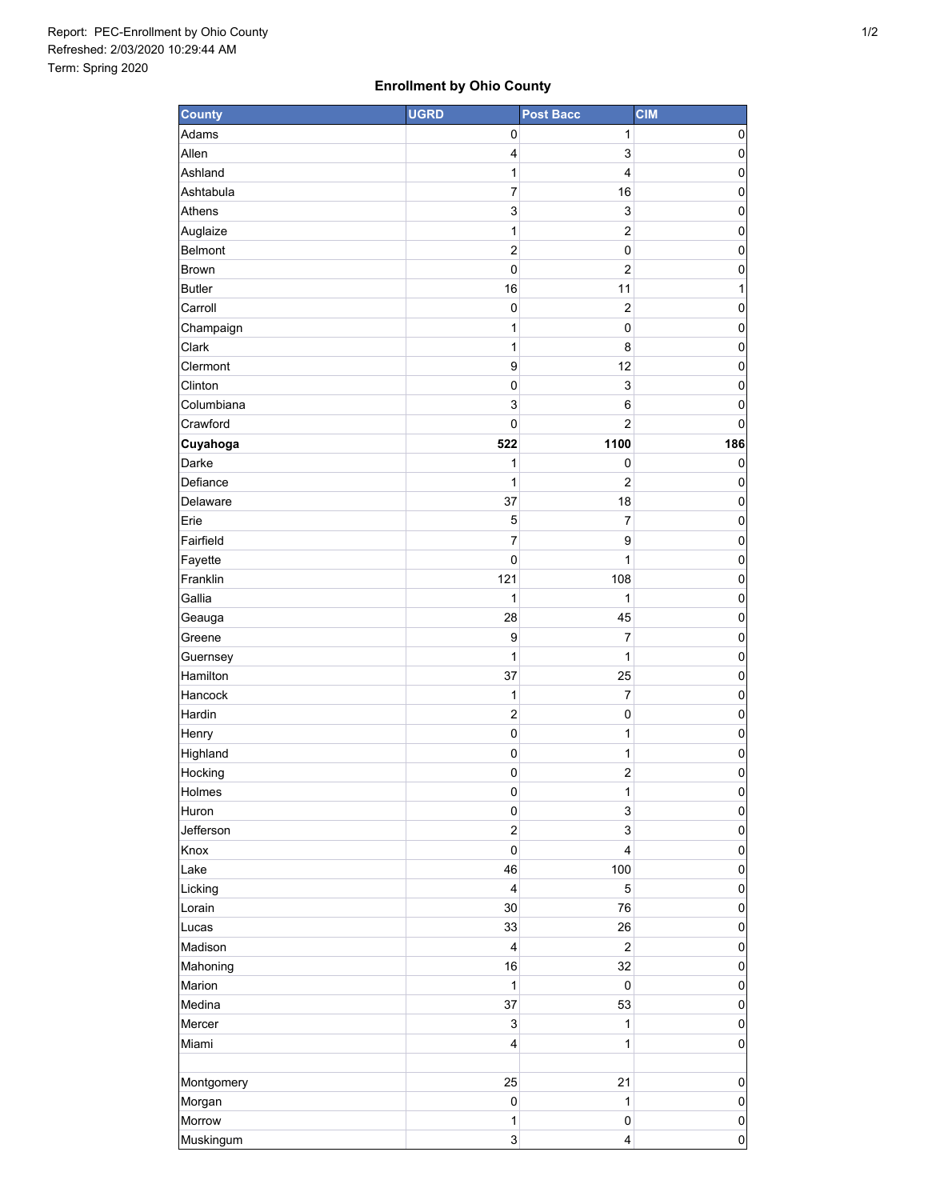Report: PEC-Enrollment by Ohio County
Refreshed: 2/03/2020 10:29:44 AM
Term: Spring 2020

## Enrollment by Ohio County

| County | UGRD | Post Bacc | CIM |
|---|---|---|---|
| Adams | 0 | 1 | 0 |
| Allen | 4 | 3 | 0 |
| Ashland | 1 | 4 | 0 |
| Ashtabula | 7 | 16 | 0 |
| Athens | 3 | 3 | 0 |
| Auglaize | 1 | 2 | 0 |
| Belmont | 2 | 0 | 0 |
| Brown | 0 | 2 | 0 |
| Butler | 16 | 11 | 1 |
| Carroll | 0 | 2 | 0 |
| Champaign | 1 | 0 | 0 |
| Clark | 1 | 8 | 0 |
| Clermont | 9 | 12 | 0 |
| Clinton | 0 | 3 | 0 |
| Columbiana | 3 | 6 | 0 |
| Crawford | 0 | 2 | 0 |
| **Cuyahoga** | **522** | **1100** | **186** |
| Darke | 1 | 0 | 0 |
| Defiance | 1 | 2 | 0 |
| Delaware | 37 | 18 | 0 |
| Erie | 5 | 7 | 0 |
| Fairfield | 7 | 9 | 0 |
| Fayette | 0 | 1 | 0 |
| Franklin | 121 | 108 | 0 |
| Gallia | 1 | 1 | 0 |
| Geauga | 28 | 45 | 0 |
| Greene | 9 | 7 | 0 |
| Guernsey | 1 | 1 | 0 |
| Hamilton | 37 | 25 | 0 |
| Hancock | 1 | 7 | 0 |
| Hardin | 2 | 0 | 0 |
| Henry | 0 | 1 | 0 |
| Highland | 0 | 1 | 0 |
| Hocking | 0 | 2 | 0 |
| Holmes | 0 | 1 | 0 |
| Huron | 0 | 3 | 0 |
| Jefferson | 2 | 3 | 0 |
| Knox | 0 | 4 | 0 |
| Lake | 46 | 100 | 0 |
| Licking | 4 | 5 | 0 |
| Lorain | 30 | 76 | 0 |
| Lucas | 33 | 26 | 0 |
| Madison | 4 | 2 | 0 |
| Mahoning | 16 | 32 | 0 |
| Marion | 1 | 0 | 0 |
| Medina | 37 | 53 | 0 |
| Mercer | 3 | 1 | 0 |
| Miami | 4 | 1 | 0 |
| | | | |
| Montgomery | 25 | 21 | 0 |
| Morgan | 0 | 1 | 0 |
| Morrow | 1 | 0 | 0 |
| Muskingum | 3 | 4 | 0 |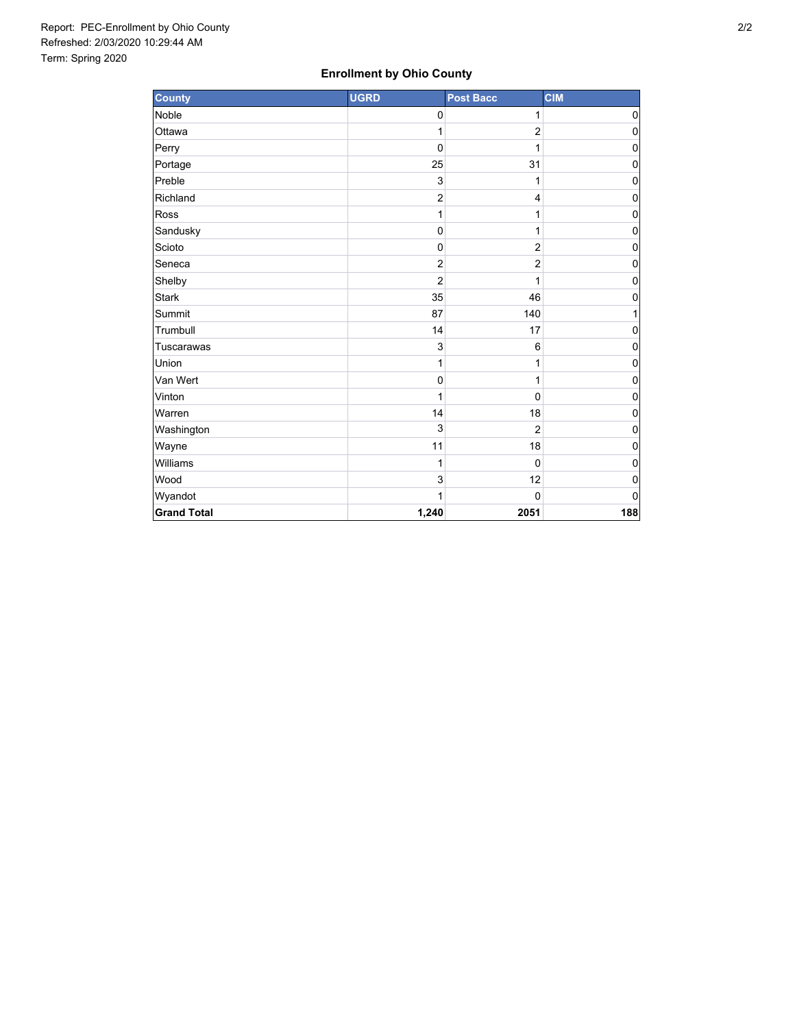Report: PEC-Enrollment by Ohio County
Refreshed: 2/03/2020 10:29:44 AM
Term: Spring 2020

## Enrollment by Ohio County

| County | UGRD | Post Bacc | CIM |
|---|---|---|---|
| Noble | 0 | 1 | 0 |
| Ottawa | 1 | 2 | 0 |
| Perry | 0 | 1 | 0 |
| Portage | 25 | 31 | 0 |
| Preble | 3 | 1 | 0 |
| Richland | 2 | 4 | 0 |
| Ross | 1 | 1 | 0 |
| Sandusky | 0 | 1 | 0 |
| Scioto | 0 | 2 | 0 |
| Seneca | 2 | 2 | 0 |
| Shelby | 2 | 1 | 0 |
| Stark | 35 | 46 | 0 |
| Summit | 87 | 140 | 1 |
| Trumbull | 14 | 17 | 0 |
| Tuscarawas | 3 | 6 | 0 |
| Union | 1 | 1 | 0 |
| Van Wert | 0 | 1 | 0 |
| Vinton | 1 | 0 | 0 |
| Warren | 14 | 18 | 0 |
| Washington | 3 | 2 | 0 |
| Wayne | 11 | 18 | 0 |
| Williams | 1 | 0 | 0 |
| Wood | 3 | 12 | 0 |
| Wyandot | 1 | 0 | 0 |
| **Grand Total** | **1,240** | **2051** | **188** |